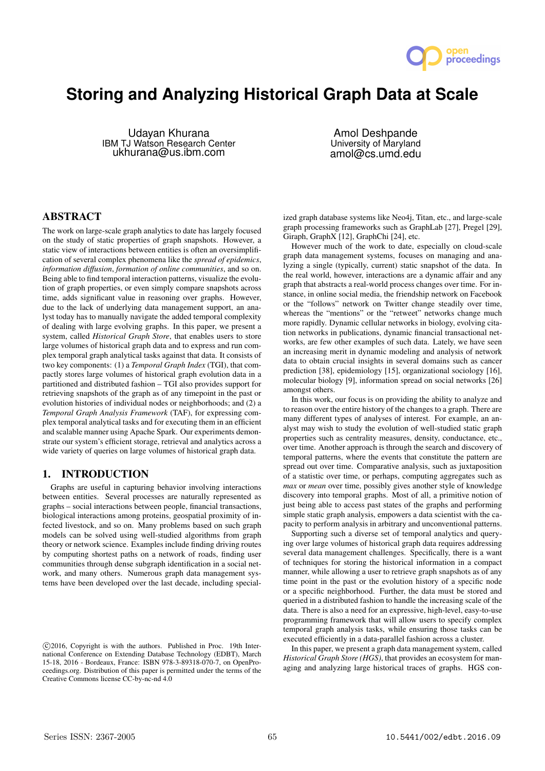# Storing and Analyzing Historical Graph Data at Scale

Udayan Khurana
IBM TJ Watson Research Center
ukhurana@us.ibm.com

Amol Deshpande
University of Maryland
amol@cs.umd.edu

## ABSTRACT

The work on large-scale graph analytics to date has largely focused on the study of static properties of graph snapshots. However, a static view of interactions between entities is often an oversimplification of several complex phenomena like the *spread of epidemics*, *information diffusion*, *formation of online communities*, and so on. Being able to find temporal interaction patterns, visualize the evolution of graph properties, or even simply compare snapshots across time, adds significant value in reasoning over graphs. However, due to the lack of underlying data management support, an analyst today has to manually navigate the added temporal complexity of dealing with large evolving graphs. In this paper, we present a system, called *Historical Graph Store*, that enables users to store large volumes of historical graph data and to express and run complex temporal graph analytical tasks against that data. It consists of two key components: (1) a *Temporal Graph Index* (TGI), that compactly stores large volumes of historical graph evolution data in a partitioned and distributed fashion – TGI also provides support for retrieving snapshots of the graph as of any timepoint in the past or evolution histories of individual nodes or neighborhoods; and (2) a *Temporal Graph Analysis Framework* (TAF), for expressing complex temporal analytical tasks and for executing them in an efficient and scalable manner using Apache Spark. Our experiments demonstrate our system's efficient storage, retrieval and analytics across a wide variety of queries on large volumes of historical graph data.

## 1. INTRODUCTION

Graphs are useful in capturing behavior involving interactions between entities. Several processes are naturally represented as graphs – social interactions between people, financial transactions, biological interactions among proteins, geospatial proximity of infected livestock, and so on. Many problems based on such graph models can be solved using well-studied algorithms from graph theory or network science. Examples include finding driving routes by computing shortest paths on a network of roads, finding user communities through dense subgraph identification in a social network, and many others. Numerous graph data management systems have been developed over the last decade, including specialized graph database systems like Neo4j, Titan, etc., and large-scale graph processing frameworks such as GraphLab [27], Pregel [29], Giraph, GraphX [12], GraphChi [24], etc.

However much of the work to date, especially on cloud-scale graph data management systems, focuses on managing and analyzing a single (typically, current) static snapshot of the data. In the real world, however, interactions are a dynamic affair and any graph that abstracts a real-world process changes over time. For instance, in online social media, the friendship network on Facebook or the "follows" network on Twitter change steadily over time, whereas the "mentions" or the "retweet" networks change much more rapidly. Dynamic cellular networks in biology, evolving citation networks in publications, dynamic financial transactional networks, are few other examples of such data. Lately, we have seen an increasing merit in dynamic modeling and analysis of network data to obtain crucial insights in several domains such as cancer prediction [38], epidemiology [15], organizational sociology [16], molecular biology [9], information spread on social networks [26] amongst others.

In this work, our focus is on providing the ability to analyze and to reason over the entire history of the changes to a graph. There are many different types of analyses of interest. For example, an analyst may wish to study the evolution of well-studied static graph properties such as centrality measures, density, conductance, etc., over time. Another approach is through the search and discovery of temporal patterns, where the events that constitute the pattern are spread out over time. Comparative analysis, such as juxtaposition of a statistic over time, or perhaps, computing aggregates such as *max* or *mean* over time, possibly gives another style of knowledge discovery into temporal graphs. Most of all, a primitive notion of just being able to access past states of the graphs and performing simple static graph analysis, empowers a data scientist with the capacity to perform analysis in arbitrary and unconventional patterns.

Supporting such a diverse set of temporal analytics and querying over large volumes of historical graph data requires addressing several data management challenges. Specifically, there is a want of techniques for storing the historical information in a compact manner, while allowing a user to retrieve graph snapshots as of any time point in the past or the evolution history of a specific node or a specific neighborhood. Further, the data must be stored and queried in a distributed fashion to handle the increasing scale of the data. There is also a need for an expressive, high-level, easy-to-use programming framework that will allow users to specify complex temporal graph analysis tasks, while ensuring those tasks can be executed efficiently in a data-parallel fashion across a cluster.

In this paper, we present a graph data management system, called *Historical Graph Store (HGS)*, that provides an ecosystem for managing and analyzing large historical traces of graphs. HGS con-

©2016, Copyright is with the authors. Published in Proc. 19th International Conference on Extending Database Technology (EDBT), March 15-18, 2016 - Bordeaux, France: ISBN 978-3-89318-070-7, on OpenProceedings.org. Distribution of this paper is permitted under the terms of the Creative Commons license CC-by-nc-nd 4.0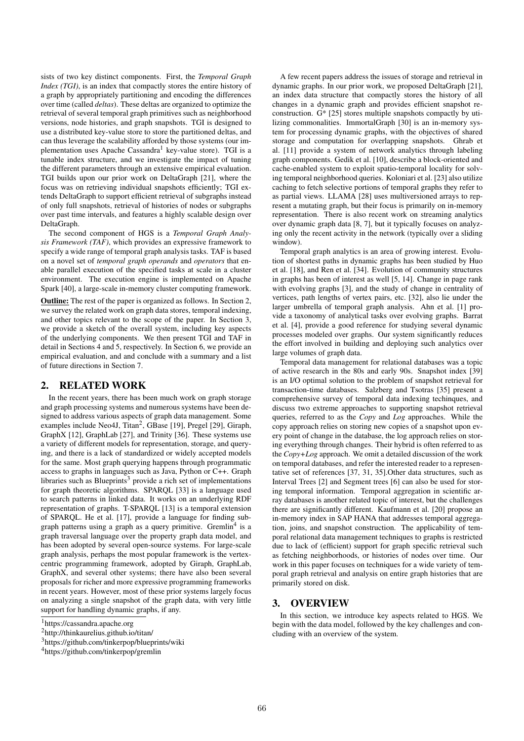sists of two key distinct components. First, the *Temporal Graph Index (TGI)*, is an index that compactly stores the entire history of a graph by appropriately partitioning and encoding the differences over time (called *deltas*). These deltas are organized to optimize the retrieval of several temporal graph primitives such as neighborhood versions, node histories, and graph snapshots. TGI is designed to use a distributed key-value store to store the partitioned deltas, and can thus leverage the scalability afforded by those systems (our implementation uses Apache Cassandra[1] key-value store). TGI is a tunable index structure, and we investigate the impact of tuning the different parameters through an extensive empirical evaluation. TGI builds upon our prior work on DeltaGraph [21], where the focus was on retrieving individual snapshots efficiently; TGI extends DeltaGraph to support efficient retrieval of subgraphs instead of only full snapshots, retrieval of histories of nodes or subgraphs over past time intervals, and features a highly scalable design over DeltaGraph.

The second component of HGS is a *Temporal Graph Analysis Framework (TAF)*, which provides an expressive framework to specify a wide range of temporal graph analysis tasks. TAF is based on a novel set of *temporal graph operands* and *operators* that enable parallel execution of the specified tasks at scale in a cluster environment. The execution engine is implemented on Apache Spark [40], a large-scale in-memory cluster computing framework.

**Outline:** The rest of the paper is organized as follows. In Section 2, we survey the related work on graph data stores, temporal indexing, and other topics relevant to the scope of the paper. In Section 3, we provide a sketch of the overall system, including key aspects of the underlying components. We then present TGI and TAF in detail in Sections 4 and 5, respectively. In Section 6, we provide an empirical evaluation, and and conclude with a summary and a list of future directions in Section 7.

## 2. RELATED WORK

In the recent years, there has been much work on graph storage and graph processing systems and numerous systems have been designed to address various aspects of graph data management. Some examples include Neo4J, Titan[2], GBase [19], Pregel [29], Giraph, GraphX [12], GraphLab [27], and Trinity [36]. These systems use a variety of different models for representation, storage, and querying, and there is a lack of standardized or widely accepted models for the same. Most graph querying happens through programmatic access to graphs in languages such as Java, Python or C++. Graph libraries such as Blueprints[3] provide a rich set of implementations for graph theoretic algorithms. SPARQL [33] is a language used to search patterns in linked data. It works on an underlying RDF representation of graphs. T-SPARQL [13] is a temporal extension of SPARQL. He et al. [17], provide a language for finding subgraph patterns using a graph as a query primitive. Gremlin[4] is a graph traversal language over the property graph data model, and has been adopted by several open-source systems. For large-scale graph analysis, perhaps the most popular framework is the vertex-centric programming framework, adopted by Giraph, GraphLab, GraphX, and several other systems; there have also been several proposals for richer and more expressive programming frameworks in recent years. However, most of these prior systems largely focus on analyzing a single snapshot of the graph data, with very little support for handling dynamic graphs, if any.

A few recent papers address the issues of storage and retrieval in dynamic graphs. In our prior work, we proposed DeltaGraph [21], an index data structure that compactly stores the history of all changes in a dynamic graph and provides efficient snapshot reconstruction. G* [25] stores multiple snapshots compactly by utilizing commonalities. ImmortalGraph [30] is an in-memory system for processing dynamic graphs, with the objectives of shared storage and computation for overlapping snapshots. Ghrab et al. [11] provide a system of network analytics through labeling graph components. Gedik et al. [10], describe a block-oriented and cache-enabled system to exploit spatio-temporal locality for solving temporal neighborhood queries. Koloniari et al. [23] also utilize caching to fetch selective portions of temporal graphs they refer to as partial views. LLAMA [28] uses multiversioned arrays to represent a mutating graph, but their focus is primarily on in-memory representation. There is also recent work on streaming analytics over dynamic graph data [8, 7], but it typically focuses on analyzing only the recent activity in the network (typically over a sliding window).

Temporal graph analytics is an area of growing interest. Evolution of shortest paths in dynamic graphs has been studied by Huo et al. [18], and Ren et al. [34]. Evolution of community structures in graphs has been of interest as well [5, 14]. Change in page rank with evolving graphs [3], and the study of change in centrality of vertices, path lengths of vertex pairs, etc. [32], also lie under the larger umbrella of temporal graph analysis. Ahn et al. [1] provide a taxonomy of analytical tasks over evolving graphs. Barrat et al. [4], provide a good reference for studying several dynamic processes modeled over graphs. Our system significantly reduces the effort involved in building and deploying such analytics over large volumes of graph data.

Temporal data management for relational databases was a topic of active research in the 80s and early 90s. Snapshot index [39] is an I/O optimal solution to the problem of snapshot retrieval for transaction-time databases. Salzberg and Tsotras [35] present a comprehensive survey of temporal data indexing techinques, and discuss two extreme approaches to supporting snapshot retrieval queries, referred to as the *Copy* and *Log* approaches. While the copy approach relies on storing new copies of a snapshot upon every point of change in the database, the log approach relies on storing everything through changes. Their hybrid is often referred to as the *Copy+Log* approach. We omit a detailed discussion of the work on temporal databases, and refer the interested reader to a representative set of references [37, 31, 35].Other data structures, such as Interval Trees [2] and Segment trees [6] can also be used for storing temporal information. Temporal aggregation in scientific array databases is another related topic of interest, but the challenges there are significantly different. Kaufmann et al. [20] propose an in-memory index in SAP HANA that addresses temporal aggregation, joins, and snapshot construction. The applicability of temporal relational data management techniques to graphs is restricted due to lack of (efficient) support for graph specific retrieval such as fetching neighborhoods, or histories of nodes over time. Our work in this paper focuses on techniques for a wide variety of temporal graph retrieval and analysis on entire graph histories that are primarily stored on disk.

## 3. OVERVIEW

In this section, we introduce key aspects related to HGS. We begin with the data model, followed by the key challenges and concluding with an overview of the system.

[1] https://cassandra.apache.org

[2] http://thinkaurelius.github.io/titan/

[3] https://github.com/tinkerpop/blueprints/wiki

[4] https://github.com/tinkerpop/gremlin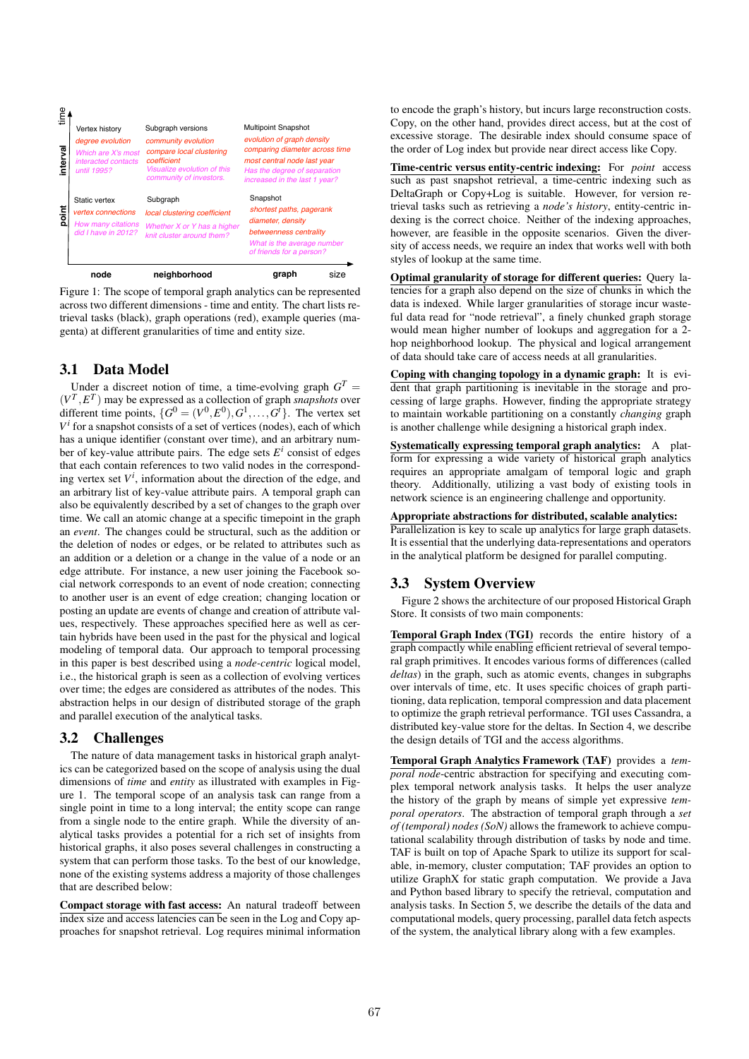| time | node | neighborhood | graph |
|---|---|---|---|
| **interval** | Vertex history<br>*degree evolution*<br>*Which are X's most interacted contacts until 1995?* | Subgraph versions<br>*community evolution*<br>*compare local clustering coefficient*<br>*Visualize evolution of this community of investors.* | Multipoint Snapshot<br>*evolution of graph density*<br>*comparing diameter across time*<br>*most central node last year*<br>*Has the degree of separation increased in the last 1 year?* |
| **point** | Static vertex<br>*vertex connections*<br>*How many citations did I have in 2012?* | Subgraph<br>*local clustering coefficient*<br>*Whether X or Y has a higher knit cluster around them?* | Snapshot<br>*shortest paths, pagerank*<br>*diameter, density*<br>*betweenness centrality*<br>*What is the average number of friends for a person?* |

Figure 1: The scope of temporal graph analytics can be represented across two different dimensions - time and entity. The chart lists retrieval tasks (black), graph operations (red), example queries (magenta) at different granularities of time and entity size.

## 3.1 Data Model

Under a discreet notion of time, a time-evolving graph $G^T = (V^T, E^T)$ may be expressed as a collection of graph *snapshots* over different time points, $\{G^0 = (V^0, E^0), G^1, \ldots, G^t\}$. The vertex set $V^i$ for a snapshot consists of a set of vertices (nodes), each of which has a unique identifier (constant over time), and an arbitrary number of key-value attribute pairs. The edge sets $E^i$ consist of edges that each contain references to two valid nodes in the corresponding vertex set $V^i$, information about the direction of the edge, and an arbitrary list of key-value attribute pairs. A temporal graph can also be equivalently described by a set of changes to the graph over time. We call an atomic change at a specific timepoint in the graph an *event*. The changes could be structural, such as the addition or the deletion of nodes or edges, or be related to attributes such as an addition or a deletion or a change in the value of a node or an edge attribute. For instance, a new user joining the Facebook social network corresponds to an event of node creation; connecting to another user is an event of edge creation; changing location or posting an update are events of change and creation of attribute values, respectively. These approaches specified here as well as certain hybrids have been used in the past for the physical and logical modeling of temporal data. Our approach to temporal processing in this paper is best described using a *node-centric* logical model, i.e., the historical graph is seen as a collection of evolving vertices over time; the edges are considered as attributes of the nodes. This abstraction helps in our design of distributed storage of the graph and parallel execution of the analytical tasks.

## 3.2 Challenges

The nature of data management tasks in historical graph analytics can be categorized based on the scope of analysis using the dual dimensions of *time* and *entity* as illustrated with examples in Figure 1. The temporal scope of an analysis task can range from a single point in time to a long interval; the entity scope can range from a single node to the entire graph. While the diversity of analytical tasks provides a potential for a rich set of insights from historical graphs, it also poses several challenges in constructing a system that can perform those tasks. To the best of our knowledge, none of the existing systems address a majority of those challenges that are described below:

**Compact storage with fast access:** An natural tradeoff between index size and access latencies can be seen in the Log and Copy approaches for snapshot retrieval. Log requires minimal information to encode the graph's history, but incurs large reconstruction costs. Copy, on the other hand, provides direct access, but at the cost of excessive storage. The desirable index should consume space of the order of Log index but provide near direct access like Copy.

**Time-centric versus entity-centric indexing:** For *point* access such as past snapshot retrieval, a time-centric indexing such as DeltaGraph or Copy+Log is suitable. However, for version retrieval tasks such as retrieving a *node's history*, entity-centric indexing is the correct choice. Neither of the indexing approaches, however, are feasible in the opposite scenarios. Given the diversity of access needs, we require an index that works well with both styles of lookup at the same time.

**Optimal granularity of storage for different queries:** Query latencies for a graph also depend on the size of chunks in which the data is indexed. While larger granularities of storage incur wasteful data read for "node retrieval", a finely chunked graph storage would mean higher number of lookups and aggregation for a 2-hop neighborhood lookup. The physical and logical arrangement of data should take care of access needs at all granularities.

**Coping with changing topology in a dynamic graph:** It is evident that graph partitioning is inevitable in the storage and processing of large graphs. However, finding the appropriate strategy to maintain workable partitioning on a constantly *changing* graph is another challenge while designing a historical graph index.

**Systematically expressing temporal graph analytics:** A platform for expressing a wide variety of historical graph analytics requires an appropriate amalgam of temporal logic and graph theory. Additionally, utilizing a vast body of existing tools in network science is an engineering challenge and opportunity.

**Appropriate abstractions for distributed, scalable analytics:** Parallelization is key to scale up analytics for large graph datasets. It is essential that the underlying data-representations and operators in the analytical platform be designed for parallel computing.

## 3.3 System Overview

Figure 2 shows the architecture of our proposed Historical Graph Store. It consists of two main components:

**Temporal Graph Index (TGI)** records the entire history of a graph compactly while enabling efficient retrieval of several temporal graph primitives. It encodes various forms of differences (called *deltas*) in the graph, such as atomic events, changes in subgraphs over intervals of time, etc. It uses specific choices of graph partitioning, data replication, temporal compression and data placement to optimize the graph retrieval performance. TGI uses Cassandra, a distributed key-value store for the deltas. In Section 4, we describe the design details of TGI and the access algorithms.

**Temporal Graph Analytics Framework (TAF)** provides a *temporal node*-centric abstraction for specifying and executing complex temporal network analysis tasks. It helps the user analyze the history of the graph by means of simple yet expressive *temporal operators*. The abstraction of temporal graph through a *set of (temporal) nodes (SoN)* allows the framework to achieve computational scalability through distribution of tasks by node and time. TAF is built on top of Apache Spark to utilize its support for scalable, in-memory, cluster computation; TAF provides an option to utilize GraphX for static graph computation. We provide a Java and Python based library to specify the retrieval, computation and analysis tasks. In Section 5, we describe the details of the data and computational models, query processing, parallel data fetch aspects of the system, the analytical library along with a few examples.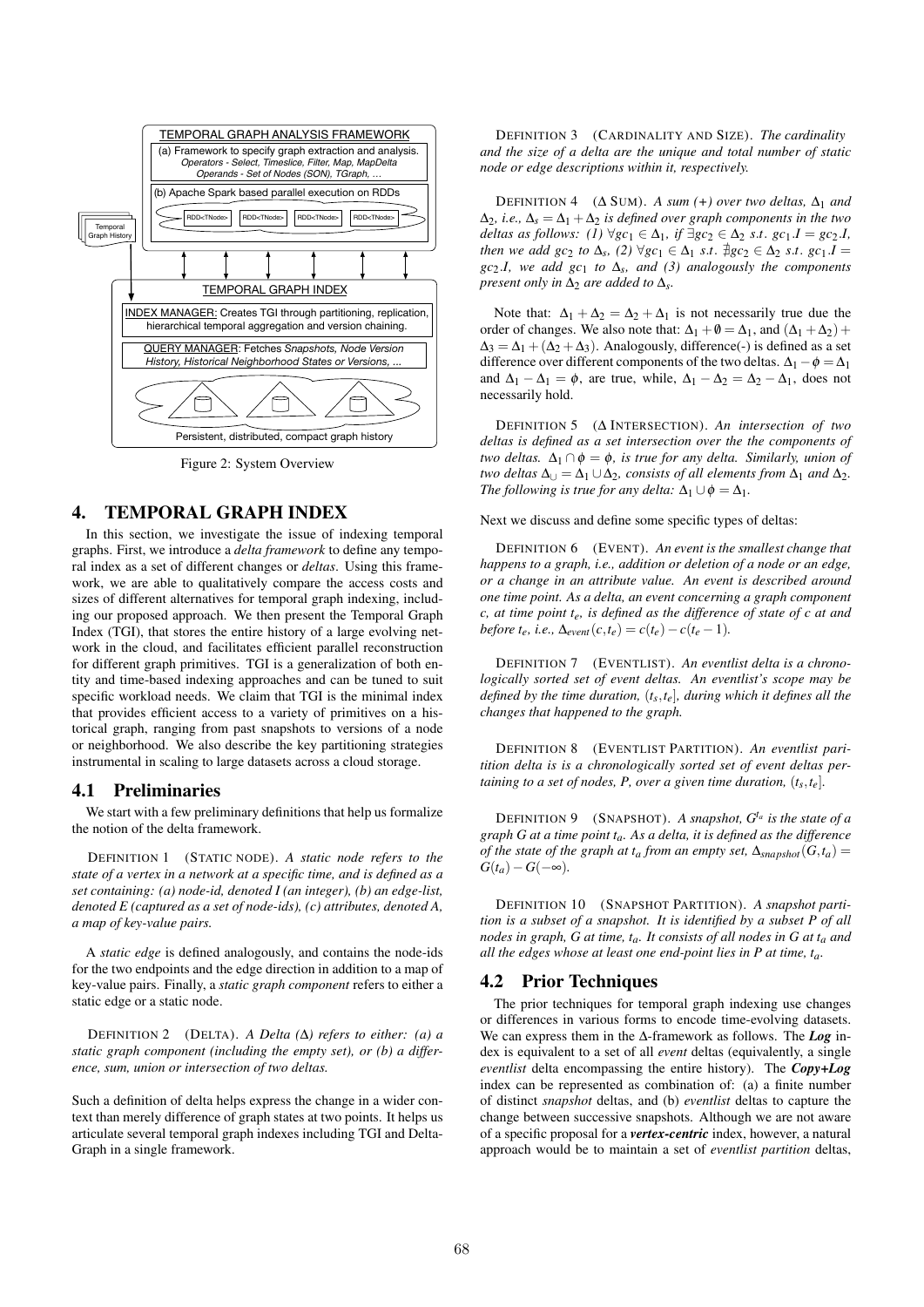TEMPORAL GRAPH ANALYSIS FRAMEWORK

(a) Framework to specify graph extraction and analysis. *Operators - Select, Timeslice, Filter, Map, MapDelta* *Operands - Set of Nodes (SON), TGraph, ...*

(b) Apache Spark based parallel execution on RDDs

RDD<TNode> RDD<TNode> RDD<TNode> RDD<TNode>

Temporal Graph History

TEMPORAL GRAPH INDEX

INDEX MANAGER: Creates TGI through partitioning, replication, hierarchical temporal aggregation and version chaining.

QUERY MANAGER: Fetches *Snapshots, Node Version History, Historical Neighborhood States or Versions, ...*

Persistent, distributed, compact graph history

Figure 2: System Overview

# 4. TEMPORAL GRAPH INDEX

In this section, we investigate the issue of indexing temporal graphs. First, we introduce a *delta framework* to define any temporal index as a set of different changes or *deltas*. Using this framework, we are able to qualitatively compare the access costs and sizes of different alternatives for temporal graph indexing, including our proposed approach. We then present the Temporal Graph Index (TGI), that stores the entire history of a large evolving network in the cloud, and facilitates efficient parallel reconstruction for different graph primitives. TGI is a generalization of both entity and time-based indexing approaches and can be tuned to suit specific workload needs. We claim that TGI is the minimal index that provides efficient access to a variety of primitives on a historical graph, ranging from past snapshots to versions of a node or neighborhood. We also describe the key partitioning strategies instrumental in scaling to large datasets across a cloud storage.

## 4.1 Preliminaries

We start with a few preliminary definitions that help us formalize the notion of the delta framework.

DEFINITION 1 (STATIC NODE). *A static node refers to the state of a vertex in a network at a specific time, and is defined as a set containing: (a) node-id, denoted I (an integer), (b) an edge-list, denoted E (captured as a set of node-ids), (c) attributes, denoted A, a map of key-value pairs.*

A *static edge* is defined analogously, and contains the node-ids for the two endpoints and the edge direction in addition to a map of key-value pairs. Finally, a *static graph component* refers to either a static edge or a static node.

DEFINITION 2 (DELTA). *A Delta ($\Delta$) refers to either: (a) a static graph component (including the empty set), or (b) a difference, sum, union or intersection of two deltas.*

Such a definition of delta helps express the change in a wider context than merely difference of graph states at two points. It helps us articulate several temporal graph indexes including TGI and DeltaGraph in a single framework.

DEFINITION 3 (CARDINALITY AND SIZE). *The cardinality and the size of a delta are the unique and total number of static node or edge descriptions within it, respectively.*

DEFINITION 4 ($\Delta$ SUM). *A sum (+) over two deltas, $\Delta_1$ and $\Delta_2$, i.e., $\Delta_s = \Delta_1 + \Delta_2$ is defined over graph components in the two deltas as follows: (1) $\forall gc_1 \in \Delta_1$, if $\exists gc_2 \in \Delta_2$ s.t. $gc_1.I = gc_2.I$, then we add $gc_2$ to $\Delta_s$, (2) $\forall gc_1 \in \Delta_1$ s.t. $\nexists gc_2 \in \Delta_2$ s.t. $gc_1.I = gc_2.I$, we add $gc_1$ to $\Delta_s$, and (3) analogously the components present only in $\Delta_2$ are added to $\Delta_s$.*

Note that: $\Delta_1 + \Delta_2 = \Delta_2 + \Delta_1$ is not necessarily true due the order of changes. We also note that: $\Delta_1 + \emptyset = \Delta_1$, and $(\Delta_1 + \Delta_2) + \Delta_3 = \Delta_1 + (\Delta_2 + \Delta_3)$. Analogously, difference(-) is defined as a set difference over different components of the two deltas. $\Delta_1 - \phi = \Delta_1$ and $\Delta_1 - \Delta_1 = \phi$, are true, while, $\Delta_1 - \Delta_2 = \Delta_2 - \Delta_1$, does not necessarily hold.

DEFINITION 5 ($\Delta$ INTERSECTION). *An intersection of two deltas is defined as a set intersection over the the components of two deltas. $\Delta_1 \cap \phi = \phi$, is true for any delta. Similarly, union of two deltas $\Delta_\cup = \Delta_1 \cup \Delta_2$, consists of all elements from $\Delta_1$ and $\Delta_2$. The following is true for any delta: $\Delta_1 \cup \phi = \Delta_1$.*

Next we discuss and define some specific types of deltas:

DEFINITION 6 (EVENT). *An event is the smallest change that happens to a graph, i.e., addition or deletion of a node or an edge, or a change in an attribute value. An event is described around one time point. As a delta, an event concerning a graph component c, at time point $t_e$, is defined as the difference of state of c at and before $t_e$, i.e., $\Delta_{event}(c,t_e) = c(t_e) - c(t_e - 1)$.*

DEFINITION 7 (EVENTLIST). *An eventlist delta is a chronologically sorted set of event deltas. An eventlist's scope may be defined by the time duration, $(t_s,t_e]$, during which it defines all the changes that happened to the graph.*

DEFINITION 8 (EVENTLIST PARTITION). *An eventlist paritition delta is is a chronologically sorted set of event deltas pertaining to a set of nodes, P, over a given time duration, $(t_s,t_e]$.*

DEFINITION 9 (SNAPSHOT). *A snapshot, $G^{t_a}$ is the state of a graph G at a time point $t_a$. As a delta, it is defined as the difference of the state of the graph at $t_a$ from an empty set, $\Delta_{snapshot}(G,t_a) = G(t_a) - G(-\infty)$.*

DEFINITION 10 (SNAPSHOT PARTITION). *A snapshot partition is a subset of a snapshot. It is identified by a subset P of all nodes in graph, G at time, $t_a$. It consists of all nodes in G at $t_a$ and all the edges whose at least one end-point lies in P at time, $t_a$.*

## 4.2 Prior Techniques

The prior techniques for temporal graph indexing use changes or differences in various forms to encode time-evolving datasets. We can express them in the $\Delta$-framework as follows. The ***Log*** index is equivalent to a set of all *event* deltas (equivalently, a single *eventlist* delta encompassing the entire history). The ***Copy+Log*** index can be represented as combination of: (a) a finite number of distinct *snapshot* deltas, and (b) *eventlist* deltas to capture the change between successive snapshots. Although we are not aware of a specific proposal for a ***vertex-centric*** index, however, a natural approach would be to maintain a set of *eventlist partition* deltas,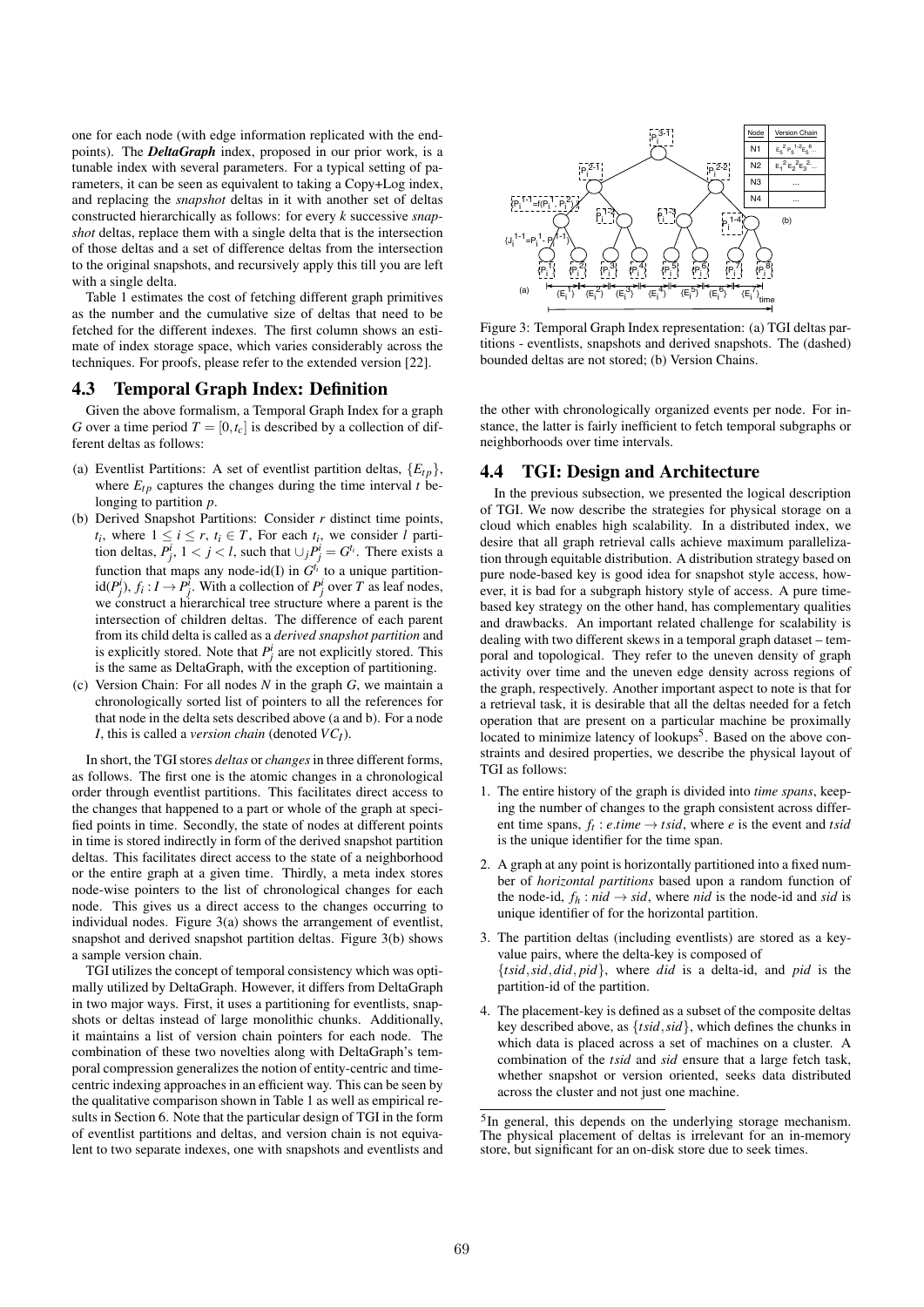one for each node (with edge information replicated with the endpoints). The ***DeltaGraph*** index, proposed in our prior work, is a tunable index with several parameters. For a typical setting of parameters, it can be seen as equivalent to taking a Copy+Log index, and replacing the *snapshot* deltas in it with another set of deltas constructed hierarchically as follows: for every $k$ successive *snapshot* deltas, replace them with a single delta that is the intersection of those deltas and a set of difference deltas from the intersection to the original snapshots, and recursively apply this till you are left with a single delta.

Table 1 estimates the cost of fetching different graph primitives as the number and the cumulative size of deltas that need to be fetched for the different indexes. The first column shows an estimate of index storage space, which varies considerably across the techniques. For proofs, please refer to the extended version [22].

## 4.3 Temporal Graph Index: Definition

Given the above formalism, a Temporal Graph Index for a graph $G$ over a time period $T = [0, t_c]$ is described by a collection of different deltas as follows:

(a) Eventlist Partitions: A set of eventlist partition deltas, $\{E_{tp}\}$, where $E_{tp}$ captures the changes during the time interval $t$ belonging to partition $p$.

(b) Derived Snapshot Partitions: Consider $r$ distinct time points, $t_i$, where $1 \leq i \leq r$, $t_i \in T$, For each $t_i$, we consider $l$ partition deltas, $P^i_j$, $1 < j < l$, such that $\cup_j P^i_j = G^{t_i}$. There exists a function that maps any node-id(I) in $G^{t_i}$ to a unique partition-id($P^i_j$), $f_i : I \rightarrow P^i_j$. With a collection of $P^i_j$ over $T$ as leaf nodes, we construct a hierarchical tree structure where a parent is the intersection of children deltas. The difference of each parent from its child delta is called as a *derived snapshot partition* and is explicitly stored. Note that $P^i_j$ are not explicitly stored. This is the same as DeltaGraph, with the exception of partitioning.

(c) Version Chain: For all nodes $N$ in the graph $G$, we maintain a chronologically sorted list of pointers to all the references for that node in the delta sets described above (a and b). For a node $I$, this is called a *version chain* (denoted $VC_I$).

In short, the TGI stores *deltas* or *changes* in three different forms, as follows. The first one is the atomic changes in a chronological order through eventlist partitions. This facilitates direct access to the changes that happened to a part or whole of the graph at specified points in time. Secondly, the state of nodes at different points in time is stored indirectly in form of the derived snapshot partition deltas. This facilitates direct access to the state of a neighborhood or the entire graph at a given time. Thirdly, a meta index stores node-wise pointers to the list of chronological changes for each node. This gives us a direct access to the changes occurring to individual nodes. Figure 3(a) shows the arrangement of eventlist, snapshot and derived snapshot partition deltas. Figure 3(b) shows a sample version chain.

TGI utilizes the concept of temporal consistency which was optimally utilized by DeltaGraph. However, it differs from DeltaGraph in two major ways. First, it uses a partitioning for eventlists, snapshots or deltas instead of large monolithic chunks. Additionally, it maintains a list of version chain pointers for each node. The combination of these two novelties along with DeltaGraph's temporal compression generalizes the notion of entity-centric and time-centric indexing approaches in an efficient way. This can be seen by the qualitative comparison shown in Table 1 as well as empirical results in Section 6. Note that the particular design of TGI in the form of eventlist partitions and deltas, and version chain is not equivalent to two separate indexes, one with snapshots and eventlists and the other with chronologically organized events per node. For instance, the latter is fairly inefficient to fetch temporal subgraphs or neighborhoods over time intervals.

| Node | Version Chain |
|---|---|
| N1 | $E_5^2 P_5^{1-2} E_5^6$... |
| N2 | $E_1^2 E_2^2 E_3^2$... |
| N3 | ... |
| N4 | ... |

Figure 3: Temporal Graph Index representation: (a) TGI deltas partitions - eventlists, snapshots and derived snapshots. The (dashed) bounded deltas are not stored; (b) Version Chains.

## 4.4 TGI: Design and Architecture

In the previous subsection, we presented the logical description of TGI. We now describe the strategies for physical storage on a cloud which enables high scalability. In a distributed index, we desire that all graph retrieval calls achieve maximum parallelization through equitable distribution. A distribution strategy based on pure node-based key is good idea for snapshot style access, however, it is bad for a subgraph history style of access. A pure time-based key strategy on the other hand, has complementary qualities and drawbacks. An important related challenge for scalability is dealing with two different skews in a temporal graph dataset – temporal and topological. They refer to the uneven density of graph activity over time and the uneven edge density across regions of the graph, respectively. Another important aspect to note is that for a retrieval task, it is desirable that all the deltas needed for a fetch operation that are present on a particular machine be proximally located to minimize latency of lookups[5]. Based on the above constraints and desired properties, we describe the physical layout of TGI as follows:

1. The entire history of the graph is divided into *time spans*, keeping the number of changes to the graph consistent across different time spans, $f_t : e.time \rightarrow tsid$, where $e$ is the event and $tsid$ is the unique identifier for the time span.

2. A graph at any point is horizontally partitioned into a fixed number of *horizontal partitions* based upon a random function of the node-id, $f_h : nid \rightarrow sid$, where $nid$ is the node-id and $sid$ is unique identifier of for the horizontal partition.

3. The partition deltas (including eventlists) are stored as a key-value pairs, where the delta-key is composed of $\{tsid, sid, did, pid\}$, where $did$ is a delta-id, and $pid$ is the partition-id of the partition.

4. The placement-key is defined as a subset of the composite deltas key described above, as $\{tsid, sid\}$, which defines the chunks in which data is placed across a set of machines on a cluster. A combination of the $tsid$ and $sid$ ensure that a large fetch task, whether snapshot or version oriented, seeks data distributed across the cluster and not just one machine.

[5]In general, this depends on the underlying storage mechanism. The physical placement of deltas is irrelevant for an in-memory store, but significant for an on-disk store due to seek times.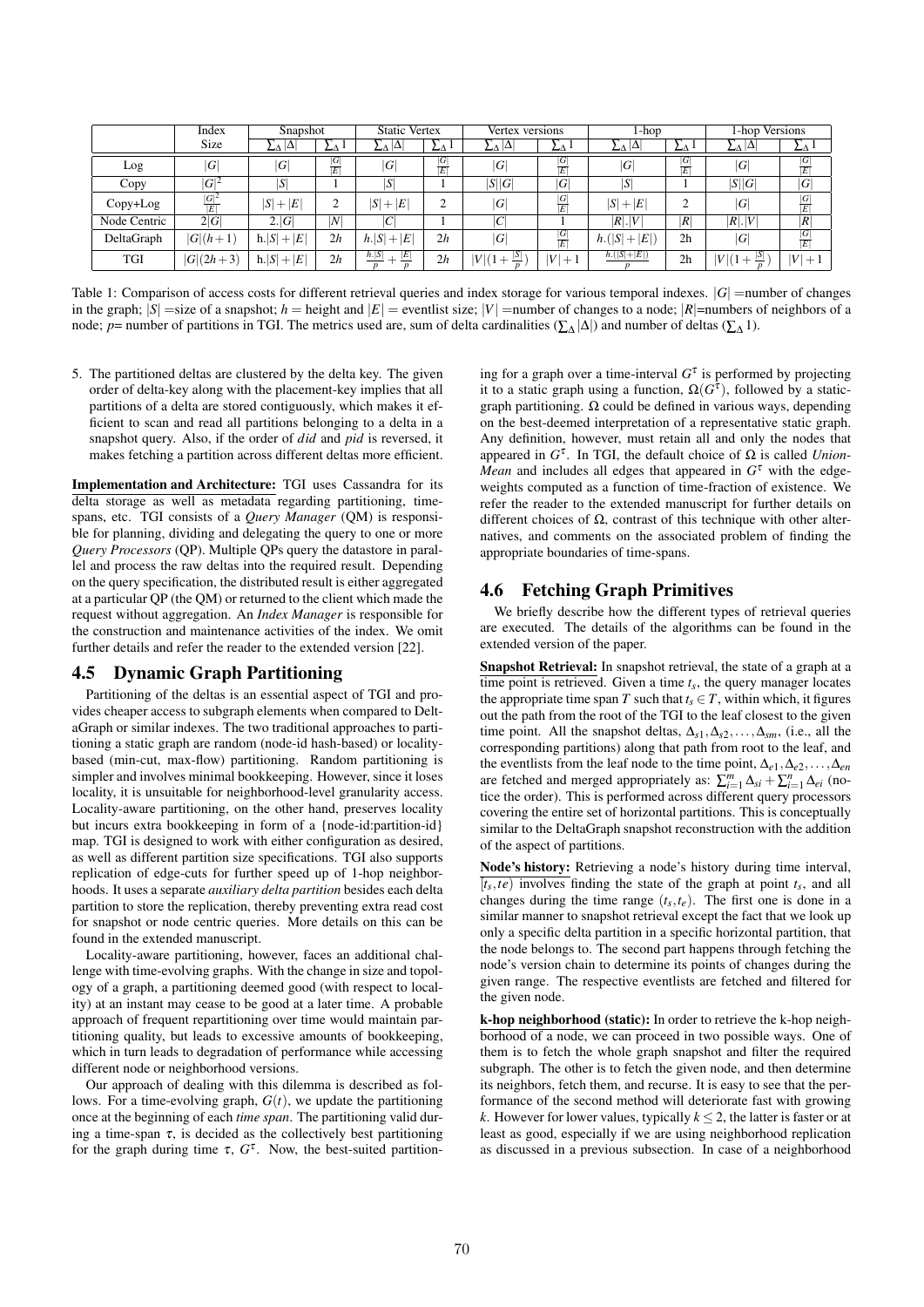|  | Index Size | Snapshot |  | Static Vertex |  | Vertex versions |  | 1-hop |  | 1-hop Versions |  |
|---|---|---|---|---|---|---|---|---|---|---|---|
|  |  | $\sum_\Delta \lvert\Delta\rvert$ | $\sum_\Delta 1$ | $\sum_\Delta \lvert\Delta\rvert$ | $\sum_\Delta 1$ | $\sum_\Delta \lvert\Delta\rvert$ | $\sum_\Delta 1$ | $\sum_\Delta \lvert\Delta\rvert$ | $\sum_\Delta 1$ | $\sum_\Delta \lvert\Delta\rvert$ | $\sum_\Delta 1$ |
| Log | $\lvert G\rvert$ | $\lvert G\rvert$ | $\frac{\lvert G\rvert}{\lvert E\rvert}$ | $\lvert G\rvert$ | $\frac{\lvert G\rvert}{\lvert E\rvert}$ | $\lvert G\rvert$ | $\frac{\lvert G\rvert}{\lvert E\rvert}$ | $\lvert G\rvert$ | $\frac{\lvert G\rvert}{\lvert E\rvert}$ | $\lvert G\rvert$ | $\frac{\lvert G\rvert}{\lvert E\rvert}$ |
| Copy | $\lvert G\rvert^2$ | $\lvert S\rvert$ | 1 | $\lvert S\rvert$ | 1 | $\lvert S\rvert\lvert G\rvert$ | $\lvert G\rvert$ | $\lvert S\rvert$ | 1 | $\lvert S\rvert\lvert G\rvert$ | $\lvert G\rvert$ |
| Copy+Log | $\frac{\lvert G\rvert^2}{\lvert E\rvert}$ | $\lvert S\rvert+\lvert E\rvert$ | 2 | $\lvert S\rvert+\lvert E\rvert$ | 2 | $\lvert G\rvert$ | $\frac{\lvert G\rvert}{\lvert E\rvert}$ | $\lvert S\rvert+\lvert E\rvert$ | 2 | $\lvert G\rvert$ | $\frac{\lvert G\rvert}{\lvert E\rvert}$ |
| Node Centric | $2\lvert G\rvert$ | $2.\lvert G\rvert$ | $\lvert N\rvert$ | $\lvert C\rvert$ | 1 | $\lvert C\rvert$ | 1 | $\lvert R\rvert.\lvert V\rvert$ | $\lvert R\rvert$ | $\lvert R\rvert.\lvert V\rvert$ | $\lvert R\rvert$ |
| DeltaGraph | $\lvert G\rvert(h+1)$ | $h.\lvert S\rvert+\lvert E\rvert$ | $2h$ | $h.\lvert S\rvert+\lvert E\rvert$ | $2h$ | $\lvert G\rvert$ | $\frac{\lvert G\rvert}{\lvert E\rvert}$ | $h.(\lvert S\rvert+\lvert E\rvert)$ | 2h | $\lvert G\rvert$ | $\frac{\lvert G\rvert}{\lvert E\rvert}$ |
| TGI | $\lvert G\rvert(2h+3)$ | $h.\lvert S\rvert+\lvert E\rvert$ | $2h$ | $\frac{h.\lvert S\rvert}{p}+\frac{\lvert E\rvert}{p}$ | $2h$ | $\lvert V\rvert(1+\frac{\lvert S\rvert}{p})$ | $\lvert V\rvert+1$ | $\frac{h.(\lvert S\rvert+\lvert E\rvert)}{p}$ | 2h | $\lvert V\rvert(1+\frac{\lvert S\rvert}{p})$ | $\lvert V\rvert+1$ |

Table 1: Comparison of access costs for different retrieval queries and index storage for various temporal indexes. $|G|$ =number of changes in the graph; $|S|$ =size of a snapshot; $h$ = height and $|E|$ = eventlist size; $|V|$ =number of changes to a node; $|R|$=numbers of neighbors of a node; $p$= number of partitions in TGI. The metrics used are, sum of delta cardinalities ($\sum_\Delta |\Delta|$) and number of deltas ($\sum_\Delta 1$).

5. The partitioned deltas are clustered by the delta key. The given order of delta-key along with the placement-key implies that all partitions of a delta are stored contiguously, which makes it efficient to scan and read all partitions belonging to a delta in a snapshot query. Also, if the order of *did* and *pid* is reversed, it makes fetching a partition across different deltas more efficient.

**Implementation and Architecture:** TGI uses Cassandra for its delta storage as well as metadata regarding partitioning, time-spans, etc. TGI consists of a *Query Manager* (QM) is responsible for planning, dividing and delegating the query to one or more *Query Processors* (QP). Multiple QPs query the datastore in parallel and process the raw deltas into the required result. Depending on the query specification, the distributed result is either aggregated at a particular QP (the QM) or returned to the client which made the request without aggregation. An *Index Manager* is responsible for the construction and maintenance activities of the index. We omit further details and refer the reader to the extended version [22].

## 4.5 Dynamic Graph Partitioning

Partitioning of the deltas is an essential aspect of TGI and provides cheaper access to subgraph elements when compared to DeltaGraph or similar indexes. The two traditional approaches to partitioning a static graph are random (node-id hash-based) or locality-based (min-cut, max-flow) partitioning. Random partitioning is simpler and involves minimal bookkeeping. However, since it loses locality, it is unsuitable for neighborhood-level granularity access. Locality-aware partitioning, on the other hand, preserves locality but incurs extra bookkeeping in form of a {node-id:partition-id} map. TGI is designed to work with either configuration as desired, as well as different partition size specifications. TGI also supports replication of edge-cuts for further speed up of 1-hop neighborhoods. It uses a separate *auxiliary delta partition* besides each delta partition to store the replication, thereby preventing extra read cost for snapshot or node centric queries. More details on this can be found in the extended manuscript.

Locality-aware partitioning, however, faces an additional challenge with time-evolving graphs. With the change in size and topology of a graph, a partitioning deemed good (with respect to locality) at an instant may cease to be good at a later time. A probable approach of frequent repartitioning over time would maintain partitioning quality, but leads to excessive amounts of bookkeeping, which in turn leads to degradation of performance while accessing different node or neighborhood versions.

Our approach of dealing with this dilemma is described as follows. For a time-evolving graph, $G(t)$, we update the partitioning once at the beginning of each *time span*. The partitioning valid during a time-span $\tau$, is decided as the collectively best partitioning for the graph during time $\tau$, $G^\tau$. Now, the best-suited partitioning for a graph over a time-interval $G^\tau$ is performed by projecting it to a static graph using a function, $\Omega(G^\tau)$, followed by a static-graph partitioning. $\Omega$ could be defined in various ways, depending on the best-deemed interpretation of a representative static graph. Any definition, however, must retain all and only the nodes that appeared in $G^\tau$. In TGI, the default choice of $\Omega$ is called *Union-Mean* and includes all edges that appeared in $G^\tau$ with the edge-weights computed as a function of time-fraction of existence. We refer the reader to the extended manuscript for further details on different choices of $\Omega$, contrast of this technique with other alternatives, and comments on the associated problem of finding the appropriate boundaries of time-spans.

## 4.6 Fetching Graph Primitives

We briefly describe how the different types of retrieval queries are executed. The details of the algorithms can be found in the extended version of the paper.

**Snapshot Retrieval:** In snapshot retrieval, the state of a graph at a time point is retrieved. Given a time $t_s$, the query manager locates the appropriate time span $T$ such that $t_s \in T$, within which, it figures out the path from the root of the TGI to the leaf closest to the given time point. All the snapshot deltas, $\Delta_{s1}, \Delta_{s2}, \ldots, \Delta_{sm}$, (i.e., all the corresponding partitions) along that path from root to the leaf, and the eventlists from the leaf node to the time point, $\Delta_{e1}, \Delta_{e2}, \ldots, \Delta_{en}$ are fetched and merged appropriately as: $\sum_{i=1}^{m} \Delta_{si} + \sum_{i=1}^{n} \Delta_{ei}$ (notice the order). This is performed across different query processors covering the entire set of horizontal partitions. This is conceptually similar to the DeltaGraph snapshot reconstruction with the addition of the aspect of partitions.

**Node's history:** Retrieving a node's history during time interval, $[t_s, te)$ involves finding the state of the graph at point $t_s$, and all changes during the time range $(t_s, t_e)$. The first one is done in a similar manner to snapshot retrieval except the fact that we look up only a specific delta partition in a specific horizontal partition, that the node belongs to. The second part happens through fetching the node's version chain to determine its points of changes during the given range. The respective eventlists are fetched and filtered for the given node.

**k-hop neighborhood (static):** In order to retrieve the k-hop neighborhood of a node, we can proceed in two possible ways. One of them is to fetch the whole graph snapshot and filter the required subgraph. The other is to fetch the given node, and then determine its neighbors, fetch them, and recurse. It is easy to see that the performance of the second method will deteriorate fast with growing $k$. However for lower values, typically $k \leq 2$, the latter is faster or at least as good, especially if we are using neighborhood replication as discussed in a previous subsection. In case of a neighborhood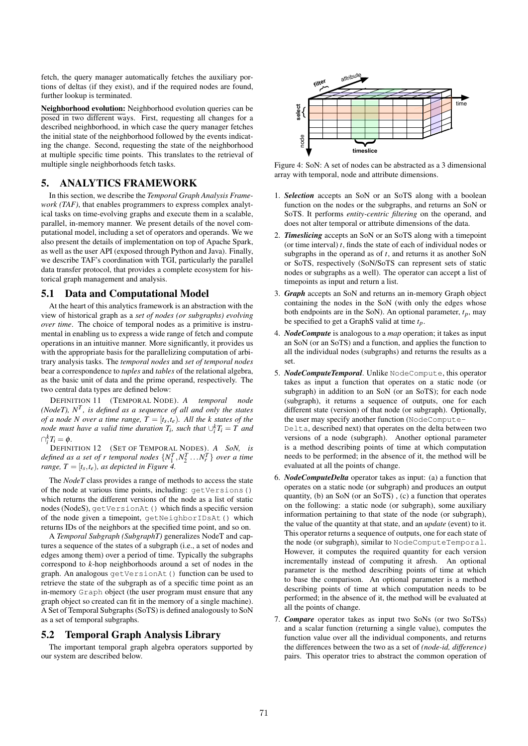fetch, the query manager automatically fetches the auxiliary portions of deltas (if they exist), and if the required nodes are found, further lookup is terminated.

**Neighborhood evolution:** Neighborhood evolution queries can be posed in two different ways. First, requesting all changes for a described neighborhood, in which case the query manager fetches the initial state of the neighborhood followed by the events indicating the change. Second, requesting the state of the neighborhood at multiple specific time points. This translates to the retrieval of multiple single neighborhoods fetch tasks.

# 5. ANALYTICS FRAMEWORK

In this section, we describe the *Temporal Graph Analysis Framework (TAF)*, that enables programmers to express complex analytical tasks on time-evolving graphs and execute them in a scalable, parallel, in-memory manner. We present details of the novel computational model, including a set of operators and operands. We we also present the details of implementation on top of Apache Spark, as well as the user API (exposed through Python and Java). Finally, we describe TAF's coordination with TGI, particularly the parallel data transfer protocol, that provides a complete ecosystem for historical graph management and analysis.

## 5.1 Data and Computational Model

At the heart of this analytics framework is an abstraction with the view of historical graph as a *set of nodes (or subgraphs) evolving over time*. The choice of temporal nodes as a primitive is instrumental in enabling us to express a wide range of fetch and compute operations in an intuitive manner. More significantly, it provides us with the appropriate basis for the parallelizing computation of arbitrary analysis tasks. The *temporal nodes* and *set of temporal nodes* bear a correspondence to *tuples* and *tables* of the relational algebra, as the basic unit of data and the prime operand, respectively. The two central data types are defined below:

DEFINITION 11 (TEMPORAL NODE). *A temporal node (NodeT), $N^T$, is defined as a sequence of all and only the states of a node $N$ over a time range, $T = [t_s, t_e)$. All the $k$ states of the node must have a valid time duration $T_i$, such that $\cup_i^k T_i = T$ and $\cap_i^k T_i = \phi$.*

DEFINITION 12 (SET OF TEMPORAL NODES). *A SoN, is defined as a set of $r$ temporal nodes $\{N_1^T, N_2^T \ldots N_r^T\}$ over a time range, $T = [t_s, t_e)$, as depicted in Figure 4.*

The *NodeT* class provides a range of methods to access the state of the node at various time points, including: `getVersions()` which returns the different versions of the node as a list of static nodes (NodeS), `getVersionAt()` which finds a specific version of the node given a timepoint, `getNeighborIDsAt()` which returns IDs of the neighbors at the specified time point, and so on.

A *Temporal Subgraph (SubgraphT)* generalizes NodeT and captures a sequence of the states of a subgraph (i.e., a set of nodes and edges among them) over a period of time. Typically the subgraphs correspond to *k*-hop neighborhoods around a set of nodes in the graph. An analogous `getVersionAt()` function can be used to retrieve the state of the subgraph as of a specific time point as an in-memory `Graph` object (the user program must ensure that any graph object so created can fit in the memory of a single machine). A Set of Temporal Subgraphs (SoTS) is defined analogously to SoN as a set of temporal subgraphs.

## 5.2 Temporal Graph Analysis Library

The important temporal graph algebra operators supported by our system are described below.

Figure 4: SoN: A set of nodes can be abstracted as a 3 dimensional array with temporal, node and attribute dimensions.

1. ***Selection*** accepts an SoN or an SoTS along with a boolean function on the nodes or the subgraphs, and returns an SoN or SoTS. It performs *entity-centric filtering* on the operand, and does not alter temporal or attribute dimensions of the data.
2. ***Timeslicing*** accepts an SoN or an SoTS along with a timepoint (or time interval) $t$, finds the state of each of individual nodes or subgraphs in the operand as of $t$, and returns it as another SoN or SoTS, respectively (SoN/SoTS can represent sets of static nodes or subgraphs as a well). The operator can accept a list of timepoints as input and return a list.
3. ***Graph*** accepts an SoN and returns an in-memory Graph object containing the nodes in the SoN (with only the edges whose both endpoints are in the SoN). An optional parameter, $t_p$, may be specified to get a GraphS valid at time $t_p$.
4. ***NodeCompute*** is analogous to a *map* operation; it takes as input an SoN (or an SoTS) and a function, and applies the function to all the individual nodes (subgraphs) and returns the results as a set.
5. ***NodeComputeTemporal***. Unlike `NodeCompute`, this operator takes as input a function that operates on a static node (or subgraph) in addition to an SoN (or an SoTS); for each node (subgraph), it returns a sequence of outputs, one for each different state (version) of that node (or subgraph). Optionally, the user may specify another function (`NodeCompute-Delta`, described next) that operates on the delta between two versions of a node (subgraph). Another optional parameter is a method describing points of time at which computation needs to be performed; in the absence of it, the method will be evaluated at all the points of change.
6. ***NodeComputeDelta*** operator takes as input: (a) a function that operates on a static node (or subgraph) and produces an output quantity, (b) an SoN (or an SoTS) , (c) a function that operates on the following: a static node (or subgraph), some auxiliary information pertaining to that state of the node (or subgraph), the value of the quantity at that state, and an *update* (event) to it. This operator returns a sequence of outputs, one for each state of the node (or subgraph), similar to `NodeComputeTemporal`. However, it computes the required quantity for each version incrementally instead of computing it afresh. An optional parameter is the method describing points of time at which to base the comparison. An optional parameter is a method describing points of time at which computation needs to be performed; in the absence of it, the method will be evaluated at all the points of change.
7. ***Compare*** operator takes as input two SoNs (or two SoTSs) and a scalar function (returning a single value), computes the function value over all the individual components, and returns the differences between the two as a set of *(node-id, difference)* pairs. This operator tries to abstract the common operation of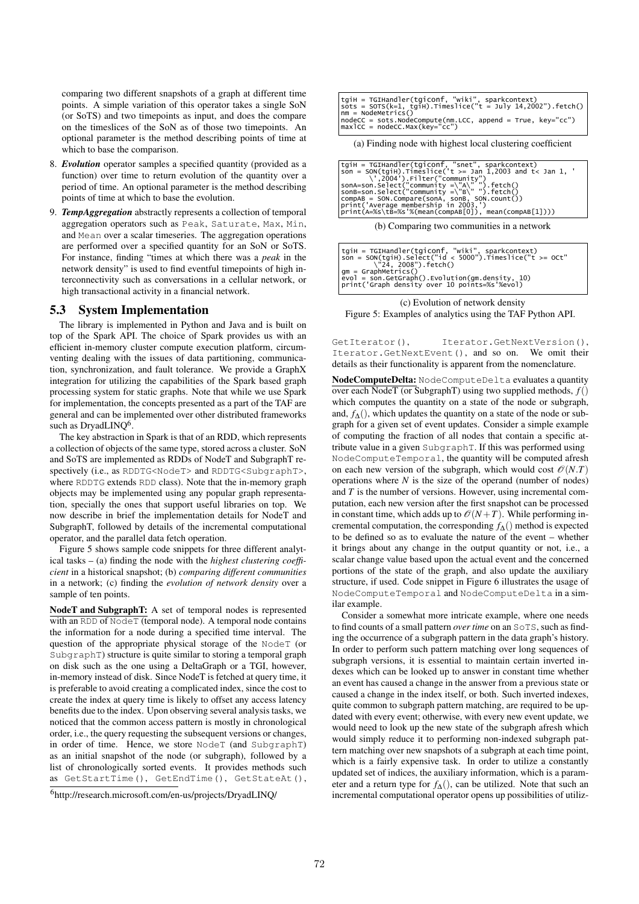comparing two different snapshots of a graph at different time points. A simple variation of this operator takes a single SoN (or SoTS) and two timepoints as input, and does the compare on the timeslices of the SoN as of those two timepoints. An optional parameter is the method describing points of time at which to base the comparison.

8. ***Evolution*** operator samples a specified quantity (provided as a function) over time to return evolution of the quantity over a period of time. An optional parameter is the method describing points of time at which to base the evolution.

9. ***TempAggregation*** abstractly represents a collection of temporal aggregation operators such as `Peak`, `Saturate`, `Max`, `Min`, and `Mean` over a scalar timeseries. The aggregation operations are performed over a specified quantity for an SoN or SoTS. For instance, finding "times at which there was a *peak* in the network density" is used to find eventful timepoints of high interconnectivity such as conversations in a cellular network, or high transactional activity in a financial network.

## 5.3 System Implementation

The library is implemented in Python and Java and is built on top of the Spark API. The choice of Spark provides us with an efficient in-memory cluster compute execution platform, circumventing dealing with the issues of data partitioning, communication, synchronization, and fault tolerance. We provide a GraphX integration for utilizing the capabilities of the Spark based graph processing system for static graphs. Note that while we use Spark for implementation, the concepts presented as a part of the TAF are general and can be implemented over other distributed frameworks such as DryadLINQ[6].

The key abstraction in Spark is that of an RDD, which represents a collection of objects of the same type, stored across a cluster. SoN and SoTS are implemented as RDDs of NodeT and SubgraphT respectively (i.e., as `RDDTG<NodeT>` and `RDDTG<SubgraphT>`, where `RDDTG` extends `RDD` class). Note that the in-memory graph objects may be implemented using any popular graph representation, specially the ones that support useful libraries on top. We now describe in brief the implementation details for NodeT and SubgraphT, followed by details of the incremental computational operator, and the parallel data fetch operation.

Figure 5 shows sample code snippets for three different analytical tasks – (a) finding the node with the *highest clustering coefficient* in a historical snapshot; (b) *comparing different communities* in a network; (c) finding the *evolution of network density* over a sample of ten points.

```
tgiH = TGIHandler(tgiconf, "wiki", sparkcontext)
sots = SOTS(k=1, tgiH).Timeslice("t = July 14,2002").fetch()
nm = NodeMetrics()
nodeCC = sots.NodeCompute(nm.LCC, append = True, key="cc")
maxlCC = nodeCC.Max(key="cc")
```

(a) Finding node with highest local clustering coefficient

```
tgiH = TGIHandler(tgiconf, "snet", sparkcontext)
son = SON(tgiH).Timeslice('t >= Jan 1,2003 and t< Jan 1, '
      \',2004').Filter("community")
sonA=son.Select("community =\"A\" ").fetch()
sonB=son.Select("community =\"B\" ").fetch()
compAB = SON.Compare(sonA, sonB, SON.count())
print('Average membership in 2003,')
print(A=%s\tB=%s'%(mean(compAB[0]), mean(compAB[1])))
```

(b) Comparing two communities in a network

```
tgiH = TGIHandler(tgiconf, "wiki", sparkcontext)
son = SON(tgiH).Select("id < 5000").Timeslice("t >= Oct"
      \"24, 2008").fetch()
gm = GraphMetrics()
evol = son.GetGraph().Evolution(gm.density, 10)
print('Graph density over 10 points=%s'%evol)
```

(c) Evolution of network density

Figure 5: Examples of analytics using the TAF Python API.

**NodeT and SubgraphT:** A set of temporal nodes is represented with an `RDD` of `NodeT` (temporal node). A temporal node contains the information for a node during a specified time interval. The question of the appropriate physical storage of the `NodeT` (or `SubgraphT`) structure is quite similar to storing a temporal graph on disk such as the one using a DeltaGraph or a TGI, however, in-memory instead of disk. Since NodeT is fetched at query time, it is preferable to avoid creating a complicated index, since the cost to create the index at query time is likely to offset any access latency benefits due to the index. Upon observing several analysis tasks, we noticed that the common access pattern is mostly in chronological order, i.e., the query requesting the subsequent versions or changes, in order of time. Hence, we store `NodeT` (and `SubgraphT`) as an initial snapshot of the node (or subgraph), followed by a list of chronologically sorted events. It provides methods such as `GetStartTime()`, `GetEndTime()`, `GetStateAt()`, `GetIterator()`, `Iterator.GetNextVersion()`, `Iterator.GetNextEvent()`, and so on. We omit their details as their functionality is apparent from the nomenclature.

**NodeComputeDelta:** `NodeComputeDelta` evaluates a quantity over each NodeT (or SubgraphT) using two supplied methods, $f()$ which computes the quantity on a state of the node or subgraph, and, $f_\Delta()$, which updates the quantity on a state of the node or subgraph for a given set of event updates. Consider a simple example of computing the fraction of all nodes that contain a specific attribute value in a given `SubgraphT`. If this was performed using `NodeComputeTemporal`, the quantity will be computed afresh on each new version of the subgraph, which would cost $\mathcal{O}(N.T)$ operations where $N$ is the size of the operand (number of nodes) and $T$ is the number of versions. However, using incremental computation, each new version after the first snapshot can be processed in constant time, which adds up to $\mathcal{O}(N+T)$. While performing incremental computation, the corresponding $f_\Delta()$ method is expected to be defined so as to evaluate the nature of the event – whether it brings about any change in the output quantity or not, i.e., a scalar change value based upon the actual event and the concerned portions of the state of the graph, and also update the auxiliary structure, if used. Code snippet in Figure 6 illustrates the usage of `NodeComputeTemporal` and `NodeComputeDelta` in a similar example.

Consider a somewhat more intricate example, where one needs to find counts of a small pattern *over time* on an `SoTS`, such as finding the occurrence of a subgraph pattern in the data graph's history. In order to perform such pattern matching over long sequences of subgraph versions, it is essential to maintain certain inverted indexes which can be looked up to answer in constant time whether an event has caused a change in the answer from a previous state or caused a change in the index itself, or both. Such inverted indexes, quite common to subgraph pattern matching, are required to be updated with every event; otherwise, with every new event update, we would need to look up the new state of the subgraph afresh which would simply reduce it to performing non-indexed subgraph pattern matching over new snapshots of a subgraph at each time point, which is a fairly expensive task. In order to utilize a constantly updated set of indices, the auxiliary information, which is a parameter and a return type for $f_\Delta()$, can be utilized. Note that such an incremental computational operator opens up possibilities of utiliz-

[6]http://research.microsoft.com/en-us/projects/DryadLINQ/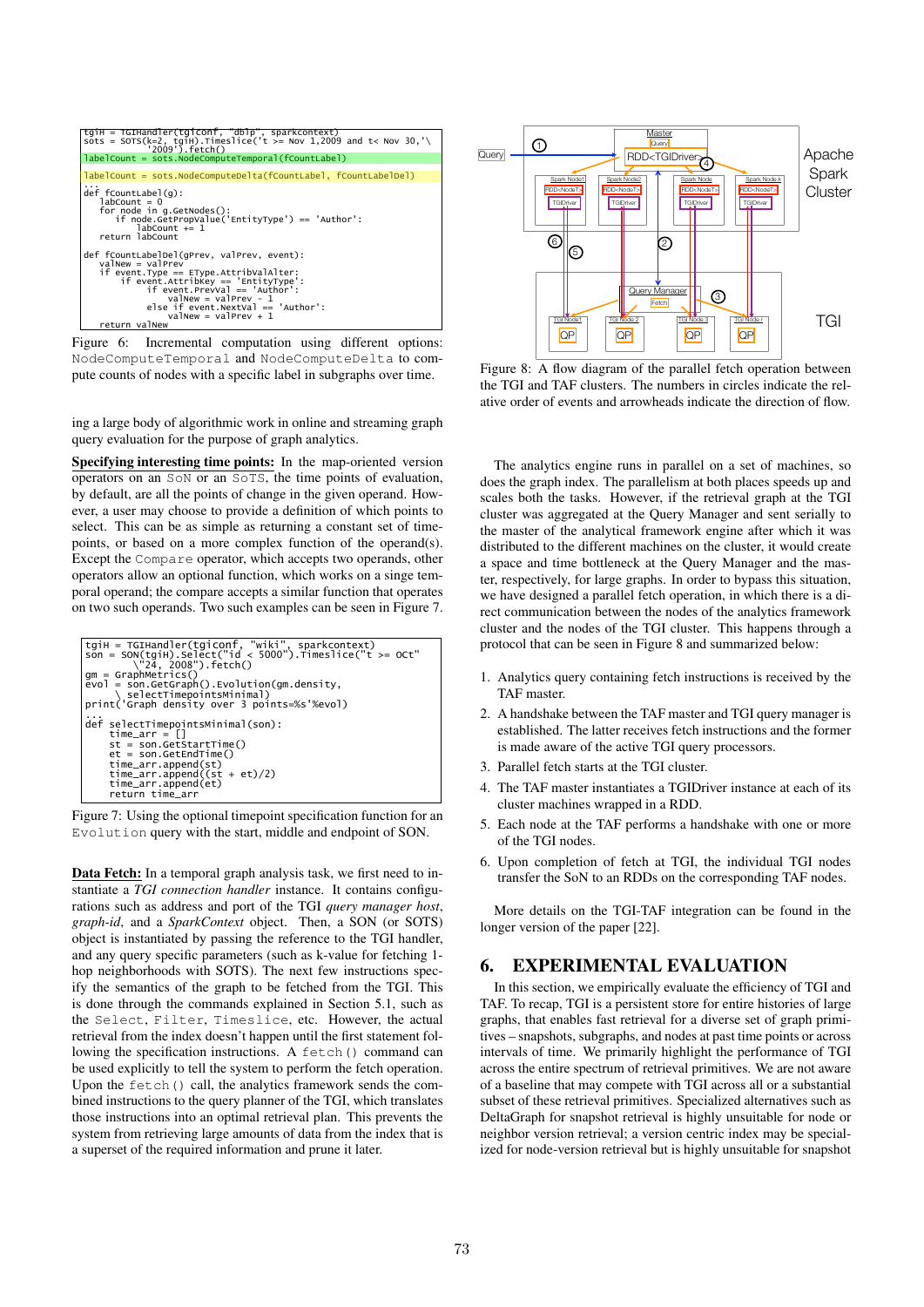```
tgiH = TGIHandler(tgiconf, "dblp", sparkcontext)
sots = SOTS(k=2, tgiH).Timeslice('t >= Nov 1,2009 and t< Nov 30,'\
       '2009').fetch()
labelCount = sots.NodeComputeTemporal(fCountLabel)

labelCount = sots.NodeComputeDelta(fCountLabel, fCountLabelDel)
...
def fCountLabel(g):
    labCount = 0
    for node in g.GetNodes():
        if node.GetPropValue('EntityType') == 'Author':
            labCount += 1
    return labCount

def fCountLabelDel(gPrev, valPrev, event):
    valNew = valPrev
    if event.Type == EType.AttribValAlter:
        if event.AttribKey == 'EntityType':
            if event.PrevVal == 'Author':
                valNew = valPrev - 1
            else if event.NextVal == 'Author':
                valNew = valPrev + 1
    return valNew
```

Figure 6: Incremental computation using different options: `NodeComputeTemporal` and `NodeComputeDelta` to compute counts of nodes with a specific label in subgraphs over time.

ing a large body of algorithmic work in online and streaming graph query evaluation for the purpose of graph analytics.

**Specifying interesting time points:** In the map-oriented version operators on an `SoN` or an `SoTS`, the time points of evaluation, by default, are all the points of change in the given operand. However, a user may choose to provide a definition of which points to select. This can be as simple as returning a constant set of time-points, or based on a more complex function of the operand(s). Except the `Compare` operator, which accepts two operands, other operators allow an optional function, which works on a singe temporal operand; the compare accepts a similar function that operates on two such operands. Two such examples can be seen in Figure 7.

```
tgiH = TGIHandler(tgiconf, "wiki", sparkcontext)
son = SON(tgiH).Select("id < 5000").Timeslice("t >= Oct"
      \"24, 2008").fetch()
gm = GraphMetrics()
evol = son.GetGraph().Evolution(gm.density,
     \ selectTimepointsMinimal)
print('Graph density over 3 points=%s'%evol)
...
def selectTimepointsMinimal(son):
    time_arr = []
    st = son.GetStartTime()
    et = son.GetEndTime()
    time_arr.append(st)
    time_arr.append((st + et)/2)
    time_arr.append(et)
    return time_arr
```

Figure 7: Using the optional timepoint specification function for an `Evolution` query with the start, middle and endpoint of SON.

**Data Fetch:** In a temporal graph analysis task, we first need to instantiate a *TGI connection handler* instance. It contains configurations such as address and port of the TGI *query manager host*, *graph-id*, and a *SparkContext* object. Then, a SON (or SOTS) object is instantiated by passing the reference to the TGI handler, and any query specific parameters (such as k-value for fetching 1-hop neighborhoods with SOTS). The next few instructions specify the semantics of the graph to be fetched from the TGI. This is done through the commands explained in Section 5.1, such as the `Select`, `Filter`, `Timeslice`, etc. However, the actual retrieval from the index doesn't happen until the first statement following the specification instructions. A `fetch()` command can be used explicitly to tell the system to perform the fetch operation. Upon the `fetch()` call, the analytics framework sends the combined instructions to the query planner of the TGI, which translates those instructions into an optimal retrieval plan. This prevents the system from retrieving large amounts of data from the index that is a superset of the required information and prune it later.

Figure 8: A flow diagram of the parallel fetch operation between the TGI and TAF clusters. The numbers in circles indicate the relative order of events and arrowheads indicate the direction of flow.

The analytics engine runs in parallel on a set of machines, so does the graph index. The parallelism at both places speeds up and scales both the tasks. However, if the retrieval graph at the TGI cluster was aggregated at the Query Manager and sent serially to the master of the analytical framework engine after which it was distributed to the different machines on the cluster, it would create a space and time bottleneck at the Query Manager and the master, respectively, for large graphs. In order to bypass this situation, we have designed a parallel fetch operation, in which there is a direct communication between the nodes of the analytics framework cluster and the nodes of the TGI cluster. This happens through a protocol that can be seen in Figure 8 and summarized below:

1. Analytics query containing fetch instructions is received by the TAF master.
2. A handshake between the TAF master and TGI query manager is established. The latter receives fetch instructions and the former is made aware of the active TGI query processors.
3. Parallel fetch starts at the TGI cluster.
4. The TAF master instantiates a TGIDriver instance at each of its cluster machines wrapped in a RDD.
5. Each node at the TAF performs a handshake with one or more of the TGI nodes.
6. Upon completion of fetch at TGI, the individual TGI nodes transfer the SoN to an RDDs on the corresponding TAF nodes.

More details on the TGI-TAF integration can be found in the longer version of the paper [22].

## 6. EXPERIMENTAL EVALUATION

In this section, we empirically evaluate the efficiency of TGI and TAF. To recap, TGI is a persistent store for entire histories of large graphs, that enables fast retrieval for a diverse set of graph primitives – snapshots, subgraphs, and nodes at past time points or across intervals of time. We primarily highlight the performance of TGI across the entire spectrum of retrieval primitives. We are not aware of a baseline that may compete with TGI across all or a substantial subset of these retrieval primitives. Specialized alternatives such as DeltaGraph for snapshot retrieval is highly unsuitable for node or neighbor version retrieval; a version centric index may be specialized for node-version retrieval but is highly unsuitable for snapshot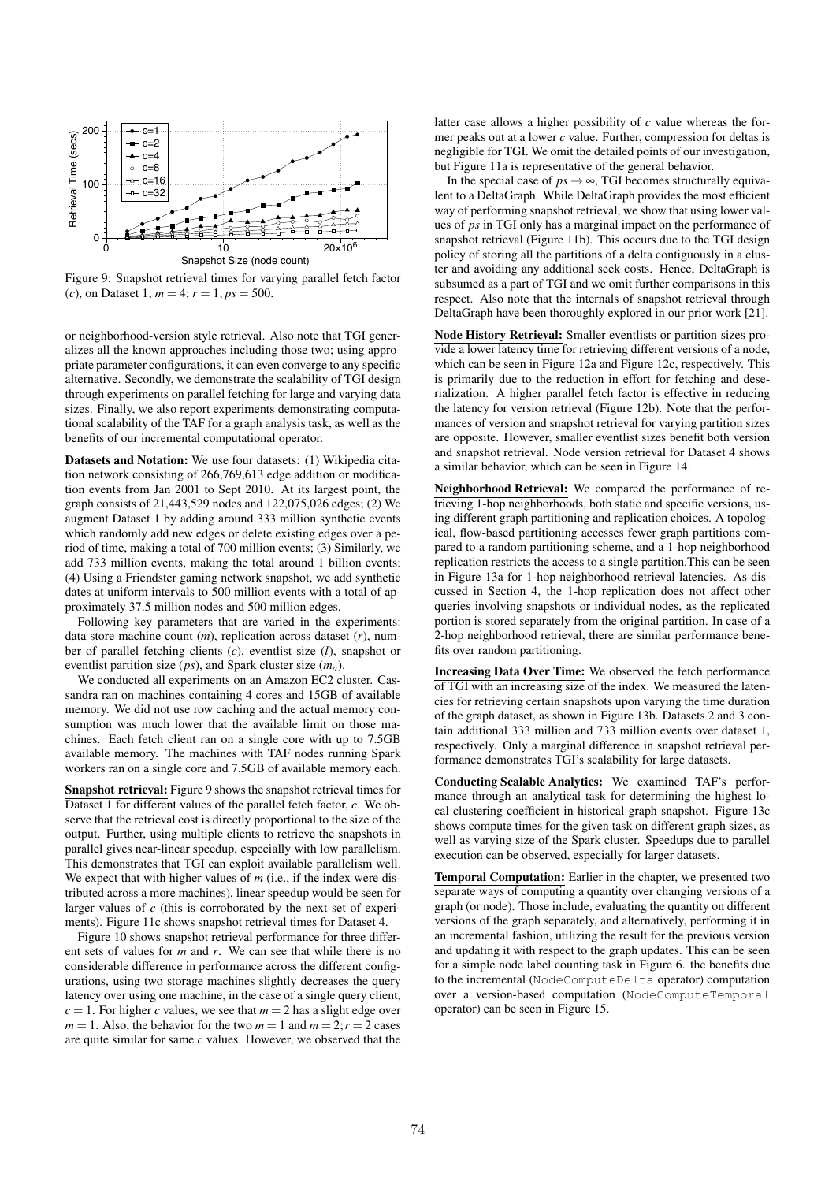Figure 9: Snapshot retrieval times for varying parallel fetch factor ($c$), on Dataset 1; $m = 4$; $r = 1, ps = 500$.

or neighborhood-version style retrieval. Also note that TGI generalizes all the known approaches including those two; using appropriate parameter configurations, it can even converge to any specific alternative. Secondly, we demonstrate the scalability of TGI design through experiments on parallel fetching for large and varying data sizes. Finally, we also report experiments demonstrating computational scalability of the TAF for a graph analysis task, as well as the benefits of our incremental computational operator.

**Datasets and Notation:** We use four datasets: (1) Wikipedia citation network consisting of 266,769,613 edge addition or modification events from Jan 2001 to Sept 2010. At its largest point, the graph consists of 21,443,529 nodes and 122,075,026 edges; (2) We augment Dataset 1 by adding around 333 million synthetic events which randomly add new edges or delete existing edges over a period of time, making a total of 700 million events; (3) Similarly, we add 733 million events, making the total around 1 billion events; (4) Using a Friendster gaming network snapshot, we add synthetic dates at uniform intervals to 500 million events with a total of approximately 37.5 million nodes and 500 million edges.

Following key parameters that are varied in the experiments: data store machine count ($m$), replication across dataset ($r$), number of parallel fetching clients ($c$), eventlist size ($l$), snapshot or eventlist partition size ($ps$), and Spark cluster size ($m_a$).

We conducted all experiments on an Amazon EC2 cluster. Cassandra ran on machines containing 4 cores and 15GB of available memory. We did not use row caching and the actual memory consumption was much lower that the available limit on those machines. Each fetch client ran on a single core with up to 7.5GB available memory. The machines with TAF nodes running Spark workers ran on a single core and 7.5GB of available memory each.

**Snapshot retrieval:** Figure 9 shows the snapshot retrieval times for Dataset 1 for different values of the parallel fetch factor, $c$. We observe that the retrieval cost is directly proportional to the size of the output. Further, using multiple clients to retrieve the snapshots in parallel gives near-linear speedup, especially with low parallelism. This demonstrates that TGI can exploit available parallelism well. We expect that with higher values of $m$ (i.e., if the index were distributed across a more machines), linear speedup would be seen for larger values of $c$ (this is corroborated by the next set of experiments). Figure 11c shows snapshot retrieval times for Dataset 4.

Figure 10 shows snapshot retrieval performance for three different sets of values for $m$ and $r$. We can see that while there is no considerable difference in performance across the different configurations, using two storage machines slightly decreases the query latency over using one machine, in the case of a single query client, $c = 1$. For higher $c$ values, we see that $m = 2$ has a slight edge over $m = 1$. Also, the behavior for the two $m = 1$ and $m = 2; r = 2$ cases are quite similar for same $c$ values. However, we observed that the latter case allows a higher possibility of $c$ value whereas the former peaks out at a lower $c$ value. Further, compression for deltas is negligible for TGI. We omit the detailed points of our investigation, but Figure 11a is representative of the general behavior.

In the special case of $ps \rightarrow \infty$, TGI becomes structurally equivalent to a DeltaGraph. While DeltaGraph provides the most efficient way of performing snapshot retrieval, we show that using lower values of $ps$ in TGI only has a marginal impact on the performance of snapshot retrieval (Figure 11b). This occurs due to the TGI design policy of storing all the partitions of a delta contiguously in a cluster and avoiding any additional seek costs. Hence, DeltaGraph is subsumed as a part of TGI and we omit further comparisons in this respect. Also note that the internals of snapshot retrieval through DeltaGraph have been thoroughly explored in our prior work [21].

**Node History Retrieval:** Smaller eventlists or partition sizes provide a lower latency time for retrieving different versions of a node, which can be seen in Figure 12a and Figure 12c, respectively. This is primarily due to the reduction in effort for fetching and deserialization. A higher parallel fetch factor is effective in reducing the latency for version retrieval (Figure 12b). Note that the performances of version and snapshot retrieval for varying partition sizes are opposite. However, smaller eventlist sizes benefit both version and snapshot retrieval. Node version retrieval for Dataset 4 shows a similar behavior, which can be seen in Figure 14.

**Neighborhood Retrieval:** We compared the performance of retrieving 1-hop neighborhoods, both static and specific versions, using different graph partitioning and replication choices. A topological, flow-based partitioning accesses fewer graph partitions compared to a random partitioning scheme, and a 1-hop neighborhood replication restricts the access to a single partition.This can be seen in Figure 13a for 1-hop neighborhood retrieval latencies. As discussed in Section 4, the 1-hop replication does not affect other queries involving snapshots or individual nodes, as the replicated portion is stored separately from the original partition. In case of a 2-hop neighborhood retrieval, there are similar performance benefits over random partitioning.

**Increasing Data Over Time:** We observed the fetch performance of TGI with an increasing size of the index. We measured the latencies for retrieving certain snapshots upon varying the time duration of the graph dataset, as shown in Figure 13b. Datasets 2 and 3 contain additional 333 million and 733 million events over dataset 1, respectively. Only a marginal difference in snapshot retrieval performance demonstrates TGI's scalability for large datasets.

**Conducting Scalable Analytics:** We examined TAF's performance through an analytical task for determining the highest local clustering coefficient in historical graph snapshot. Figure 13c shows compute times for the given task on different graph sizes, as well as varying size of the Spark cluster. Speedups due to parallel execution can be observed, especially for larger datasets.

**Temporal Computation:** Earlier in the chapter, we presented two separate ways of computing a quantity over changing versions of a graph (or node). Those include, evaluating the quantity on different versions of the graph separately, and alternatively, performing it in an incremental fashion, utilizing the result for the previous version and updating it with respect to the graph updates. This can be seen for a simple node label counting task in Figure 6. the benefits due to the incremental (`NodeComputeDelta` operator) computation over a version-based computation (`NodeComputeTemporal` operator) can be seen in Figure 15.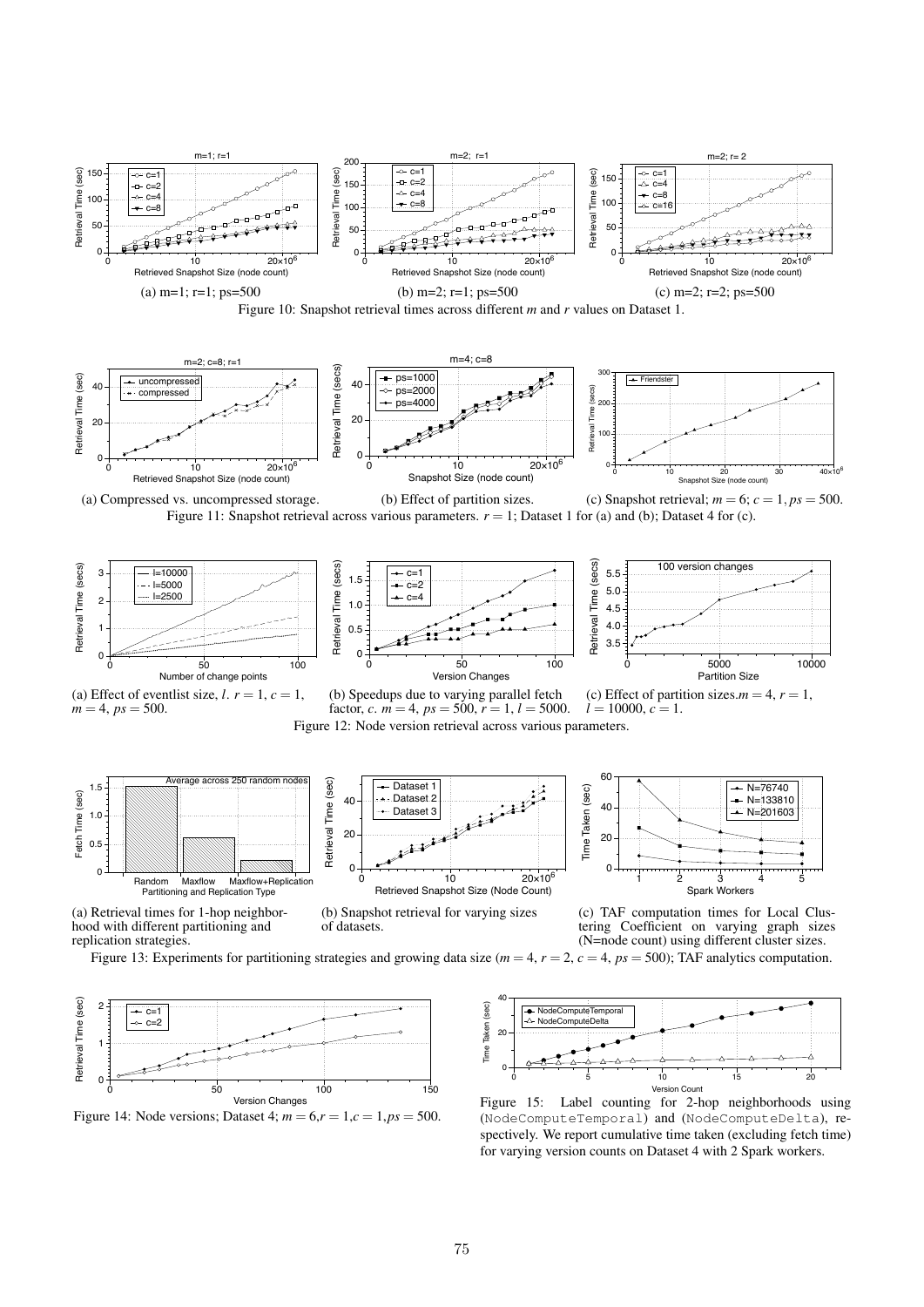(a) m=1; r=1; ps=500

(b) m=2; r=1; ps=500

(c) m=2; r=2; ps=500

Figure 10: Snapshot retrieval times across different $m$ and $r$ values on Dataset 1.

(a) Compressed vs. uncompressed storage.

(b) Effect of partition sizes.

(c) Snapshot retrieval; $m = 6$; $c = 1$, $ps = 500$.

Figure 11: Snapshot retrieval across various parameters. $r = 1$; Dataset 1 for (a) and (b); Dataset 4 for (c).

(a) Effect of eventlist size, $l$. $r = 1$, $c = 1$, $m = 4$, $ps = 500$.

(b) Speedups due to varying parallel fetch factor, $c$. $m = 4$, $ps = 500$, $r = 1$, $l = 5000$.

(c) Effect of partition sizes. $m = 4$, $r = 1$, $l = 10000$, $c = 1$.

Figure 12: Node version retrieval across various parameters.

(a) Retrieval times for 1-hop neighborhood with different partitioning and replication strategies.

(b) Snapshot retrieval for varying sizes of datasets.

(c) TAF computation times for Local Clustering Coefficient on varying graph sizes (N=node count) using different cluster sizes.

Figure 13: Experiments for partitioning strategies and growing data size ($m = 4$, $r = 2$, $c = 4$, $ps = 500$); TAF analytics computation.

Figure 14: Node versions; Dataset 4; $m = 6$, $r = 1$, $c = 1$, $ps = 500$.

Figure 15: Label counting for 2-hop neighborhoods using (`NodeComputeTemporal`) and (`NodeComputeDelta`), respectively. We report cumulative time taken (excluding fetch time) for varying version counts on Dataset 4 with 2 Spark workers.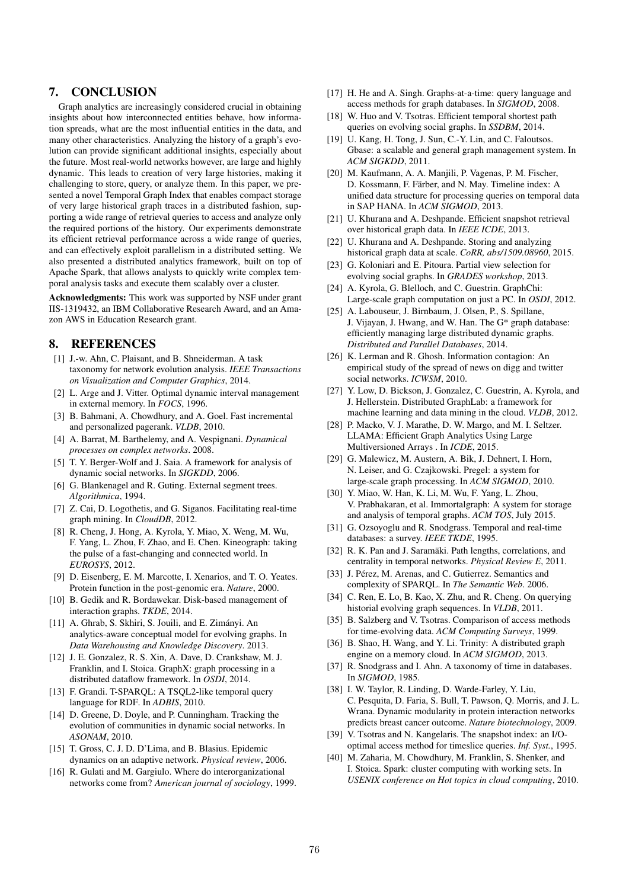## 7. CONCLUSION

Graph analytics are increasingly considered crucial in obtaining insights about how interconnected entities behave, how information spreads, what are the most influential entities in the data, and many other characteristics. Analyzing the history of a graph's evolution can provide significant additional insights, especially about the future. Most real-world networks however, are large and highly dynamic. This leads to creation of very large histories, making it challenging to store, query, or analyze them. In this paper, we presented a novel Temporal Graph Index that enables compact storage of very large historical graph traces in a distributed fashion, supporting a wide range of retrieval queries to access and analyze only the required portions of the history. Our experiments demonstrate its efficient retrieval performance across a wide range of queries, and can effectively exploit parallelism in a distributed setting. We also presented a distributed analytics framework, built on top of Apache Spark, that allows analysts to quickly write complex temporal analysis tasks and execute them scalably over a cluster.

**Acknowledgments:** This work was supported by NSF under grant IIS-1319432, an IBM Collaborative Research Award, and an Amazon AWS in Education Research grant.

## 8. REFERENCES

[1] J.-w. Ahn, C. Plaisant, and B. Shneiderman. A task taxonomy for network evolution analysis. *IEEE Transactions on Visualization and Computer Graphics*, 2014.

[2] L. Arge and J. Vitter. Optimal dynamic interval management in external memory. In *FOCS*, 1996.

[3] B. Bahmani, A. Chowdhury, and A. Goel. Fast incremental and personalized pagerank. *VLDB*, 2010.

[4] A. Barrat, M. Barthelemy, and A. Vespignani. *Dynamical processes on complex networks*. 2008.

[5] T. Y. Berger-Wolf and J. Saia. A framework for analysis of dynamic social networks. In *SIGKDD*, 2006.

[6] G. Blankenagel and R. Guting. External segment trees. *Algorithmica*, 1994.

[7] Z. Cai, D. Logothetis, and G. Siganos. Facilitating real-time graph mining. In *CloudDB*, 2012.

[8] R. Cheng, J. Hong, A. Kyrola, Y. Miao, X. Weng, M. Wu, F. Yang, L. Zhou, F. Zhao, and E. Chen. Kineograph: taking the pulse of a fast-changing and connected world. In *EUROSYS*, 2012.

[9] D. Eisenberg, E. M. Marcotte, I. Xenarios, and T. O. Yeates. Protein function in the post-genomic era. *Nature*, 2000.

[10] B. Gedik and R. Bordawekar. Disk-based management of interaction graphs. *TKDE*, 2014.

[11] A. Ghrab, S. Skhiri, S. Jouili, and E. Zimányi. An analytics-aware conceptual model for evolving graphs. In *Data Warehousing and Knowledge Discovery*. 2013.

[12] J. E. Gonzalez, R. S. Xin, A. Dave, D. Crankshaw, M. J. Franklin, and I. Stoica. GraphX: graph processing in a distributed dataflow framework. In *OSDI*, 2014.

[13] F. Grandi. T-SPARQL: A TSQL2-like temporal query language for RDF. In *ADBIS*, 2010.

[14] D. Greene, D. Doyle, and P. Cunningham. Tracking the evolution of communities in dynamic social networks. In *ASONAM*, 2010.

[15] T. Gross, C. J. D. D'Lima, and B. Blasius. Epidemic dynamics on an adaptive network. *Physical review*, 2006.

[16] R. Gulati and M. Gargiulo. Where do interorganizational networks come from? *American journal of sociology*, 1999.

[17] H. He and A. Singh. Graphs-at-a-time: query language and access methods for graph databases. In *SIGMOD*, 2008.

[18] W. Huo and V. Tsotras. Efficient temporal shortest path queries on evolving social graphs. In *SSDBM*, 2014.

[19] U. Kang, H. Tong, J. Sun, C.-Y. Lin, and C. Faloutsos. Gbase: a scalable and general graph management system. In *ACM SIGKDD*, 2011.

[20] M. Kaufmann, A. A. Manjili, P. Vagenas, P. M. Fischer, D. Kossmann, F. Färber, and N. May. Timeline index: A unified data structure for processing queries on temporal data in SAP HANA. In *ACM SIGMOD*, 2013.

[21] U. Khurana and A. Deshpande. Efficient snapshot retrieval over historical graph data. In *IEEE ICDE*, 2013.

[22] U. Khurana and A. Deshpande. Storing and analyzing historical graph data at scale. *CoRR, abs/1509.08960*, 2015.

[23] G. Koloniari and E. Pitoura. Partial view selection for evolving social graphs. In *GRADES workshop*, 2013.

[24] A. Kyrola, G. Blelloch, and C. Guestrin. GraphChi: Large-scale graph computation on just a PC. In *OSDI*, 2012.

[25] A. Labouseur, J. Birnbaum, J. Olsen, P., S. Spillane, J. Vijayan, J. Hwang, and W. Han. The G* graph database: efficiently managing large distributed dynamic graphs. *Distributed and Parallel Databases*, 2014.

[26] K. Lerman and R. Ghosh. Information contagion: An empirical study of the spread of news on digg and twitter social networks. *ICWSM*, 2010.

[27] Y. Low, D. Bickson, J. Gonzalez, C. Guestrin, A. Kyrola, and J. Hellerstein. Distributed GraphLab: a framework for machine learning and data mining in the cloud. *VLDB*, 2012.

[28] P. Macko, V. J. Marathe, D. W. Margo, and M. I. Seltzer. LLAMA: Efficient Graph Analytics Using Large Multiversioned Arrays . In *ICDE*, 2015.

[29] G. Malewicz, M. Austern, A. Bik, J. Dehnert, I. Horn, N. Leiser, and G. Czajkowski. Pregel: a system for large-scale graph processing. In *ACM SIGMOD*, 2010.

[30] Y. Miao, W. Han, K. Li, M. Wu, F. Yang, L. Zhou, V. Prabhakaran, et al. Immortalgraph: A system for storage and analysis of temporal graphs. *ACM TOS*, July 2015.

[31] G. Ozsoyoglu and R. Snodgrass. Temporal and real-time databases: a survey. *IEEE TKDE*, 1995.

[32] R. K. Pan and J. Saramäki. Path lengths, correlations, and centrality in temporal networks. *Physical Review E*, 2011.

[33] J. Pérez, M. Arenas, and C. Gutierrez. Semantics and complexity of SPARQL. In *The Semantic Web*. 2006.

[34] C. Ren, E. Lo, B. Kao, X. Zhu, and R. Cheng. On querying historial evolving graph sequences. In *VLDB*, 2011.

[35] B. Salzberg and V. Tsotras. Comparison of access methods for time-evolving data. *ACM Computing Surveys*, 1999.

[36] B. Shao, H. Wang, and Y. Li. Trinity: A distributed graph engine on a memory cloud. In *ACM SIGMOD*, 2013.

[37] R. Snodgrass and I. Ahn. A taxonomy of time in databases. In *SIGMOD*, 1985.

[38] I. W. Taylor, R. Linding, D. Warde-Farley, Y. Liu, C. Pesquita, D. Faria, S. Bull, T. Pawson, Q. Morris, and J. L. Wrana. Dynamic modularity in protein interaction networks predicts breast cancer outcome. *Nature biotechnology*, 2009.

[39] V. Tsotras and N. Kangelaris. The snapshot index: an I/O-optimal access method for timeslice queries. *Inf. Syst.*, 1995.

[40] M. Zaharia, M. Chowdhury, M. Franklin, S. Shenker, and I. Stoica. Spark: cluster computing with working sets. In *USENIX conference on Hot topics in cloud computing*, 2010.